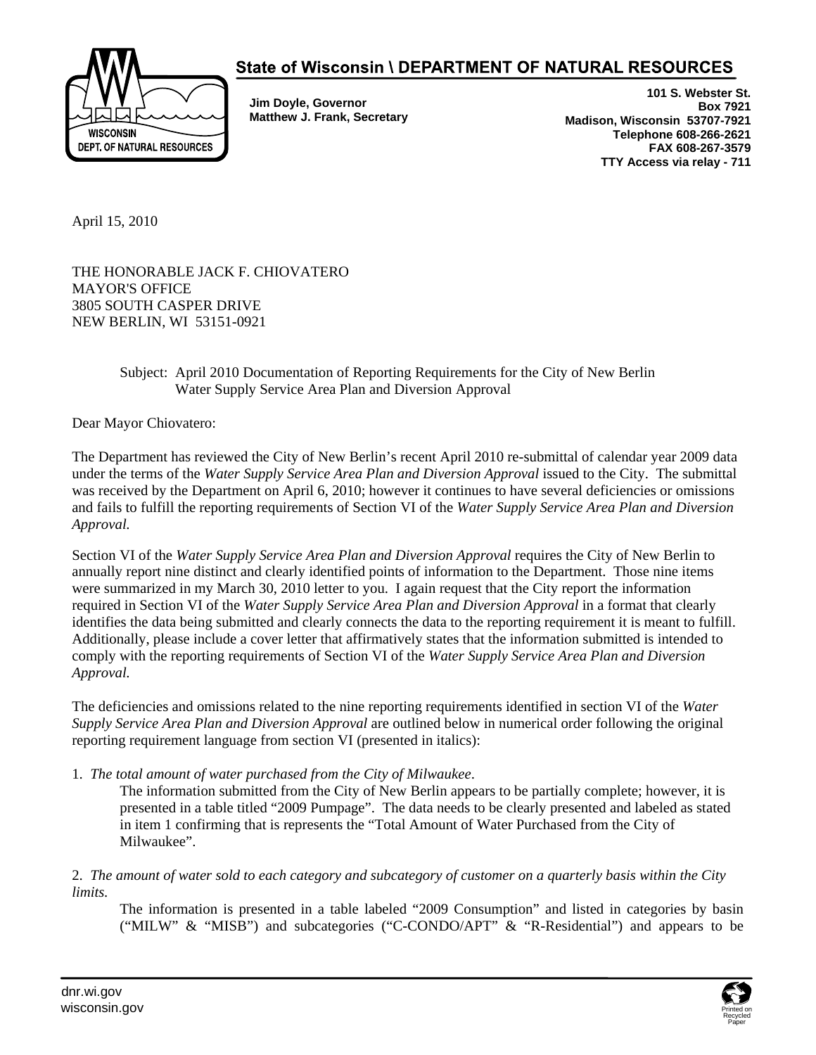**State of Wisconsin \ DEPARTMENT OF NATURAL RESOURCES**

**Jim Doyle, Governor**
**Matthew J. Frank, Secretary**

**101 S. Webster St.**
**Box 7921**
**Madison, Wisconsin 53707-7921**
**Telephone 608-266-2621**
**FAX 608-267-3579**
**TTY Access via relay - 711**

April 15, 2010

THE HONORABLE JACK F. CHIOVATERO
MAYOR'S OFFICE
3805 SOUTH CASPER DRIVE
NEW BERLIN, WI 53151-0921

Subject: April 2010 Documentation of Reporting Requirements for the City of New Berlin Water Supply Service Area Plan and Diversion Approval

Dear Mayor Chiovatero:

The Department has reviewed the City of New Berlin's recent April 2010 re-submittal of calendar year 2009 data under the terms of the *Water Supply Service Area Plan and Diversion Approval* issued to the City. The submittal was received by the Department on April 6, 2010; however it continues to have several deficiencies or omissions and fails to fulfill the reporting requirements of Section VI of the *Water Supply Service Area Plan and Diversion Approval.*

Section VI of the *Water Supply Service Area Plan and Diversion Approval* requires the City of New Berlin to annually report nine distinct and clearly identified points of information to the Department. Those nine items were summarized in my March 30, 2010 letter to you. I again request that the City report the information required in Section VI of the *Water Supply Service Area Plan and Diversion Approval* in a format that clearly identifies the data being submitted and clearly connects the data to the reporting requirement it is meant to fulfill. Additionally, please include a cover letter that affirmatively states that the information submitted is intended to comply with the reporting requirements of Section VI of the *Water Supply Service Area Plan and Diversion Approval.*

The deficiencies and omissions related to the nine reporting requirements identified in section VI of the *Water Supply Service Area Plan and Diversion Approval* are outlined below in numerical order following the original reporting requirement language from section VI (presented in italics):

1. *The total amount of water purchased from the City of Milwaukee*.

   The information submitted from the City of New Berlin appears to be partially complete; however, it is presented in a table titled "2009 Pumpage". The data needs to be clearly presented and labeled as stated in item 1 confirming that is represents the "Total Amount of Water Purchased from the City of Milwaukee".

2. *The amount of water sold to each category and subcategory of customer on a quarterly basis within the City limits.*

   The information is presented in a table labeled "2009 Consumption" and listed in categories by basin ("MILW" & "MISB") and subcategories ("C-CONDO/APT" & "R-Residential") and appears to be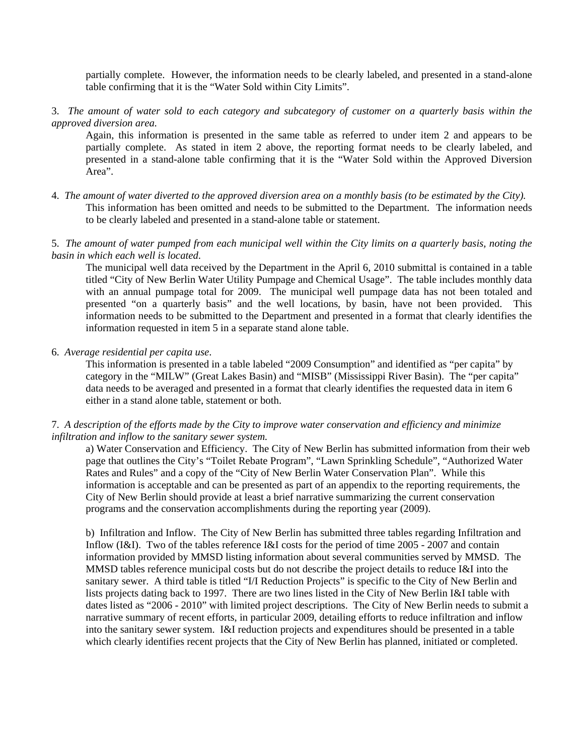partially complete. However, the information needs to be clearly labeled, and presented in a stand-alone table confirming that it is the "Water Sold within City Limits".

3. *The amount of water sold to each category and subcategory of customer on a quarterly basis within the approved diversion area.*

Again, this information is presented in the same table as referred to under item 2 and appears to be partially complete. As stated in item 2 above, the reporting format needs to be clearly labeled, and presented in a stand-alone table confirming that it is the "Water Sold within the Approved Diversion Area".

4. *The amount of water diverted to the approved diversion area on a monthly basis (to be estimated by the City).*

This information has been omitted and needs to be submitted to the Department. The information needs to be clearly labeled and presented in a stand-alone table or statement.

5. *The amount of water pumped from each municipal well within the City limits on a quarterly basis, noting the basin in which each well is located.*

The municipal well data received by the Department in the April 6, 2010 submittal is contained in a table titled "City of New Berlin Water Utility Pumpage and Chemical Usage". The table includes monthly data with an annual pumpage total for 2009. The municipal well pumpage data has not been totaled and presented "on a quarterly basis" and the well locations, by basin, have not been provided. This information needs to be submitted to the Department and presented in a format that clearly identifies the information requested in item 5 in a separate stand alone table.

6. *Average residential per capita use*.

This information is presented in a table labeled "2009 Consumption" and identified as "per capita" by category in the "MILW" (Great Lakes Basin) and "MISB" (Mississippi River Basin). The "per capita" data needs to be averaged and presented in a format that clearly identifies the requested data in item 6 either in a stand alone table, statement or both.

7. *A description of the efforts made by the City to improve water conservation and efficiency and minimize infiltration and inflow to the sanitary sewer system.*

a) Water Conservation and Efficiency. The City of New Berlin has submitted information from their web page that outlines the City's "Toilet Rebate Program", "Lawn Sprinkling Schedule", "Authorized Water Rates and Rules" and a copy of the "City of New Berlin Water Conservation Plan". While this information is acceptable and can be presented as part of an appendix to the reporting requirements, the City of New Berlin should provide at least a brief narrative summarizing the current conservation programs and the conservation accomplishments during the reporting year (2009).

b) Infiltration and Inflow. The City of New Berlin has submitted three tables regarding Infiltration and Inflow (I&I). Two of the tables reference I&I costs for the period of time 2005 - 2007 and contain information provided by MMSD listing information about several communities served by MMSD. The MMSD tables reference municipal costs but do not describe the project details to reduce I&I into the sanitary sewer. A third table is titled "I/I Reduction Projects" is specific to the City of New Berlin and lists projects dating back to 1997. There are two lines listed in the City of New Berlin I&I table with dates listed as "2006 - 2010" with limited project descriptions. The City of New Berlin needs to submit a narrative summary of recent efforts, in particular 2009, detailing efforts to reduce infiltration and inflow into the sanitary sewer system. I&I reduction projects and expenditures should be presented in a table which clearly identifies recent projects that the City of New Berlin has planned, initiated or completed.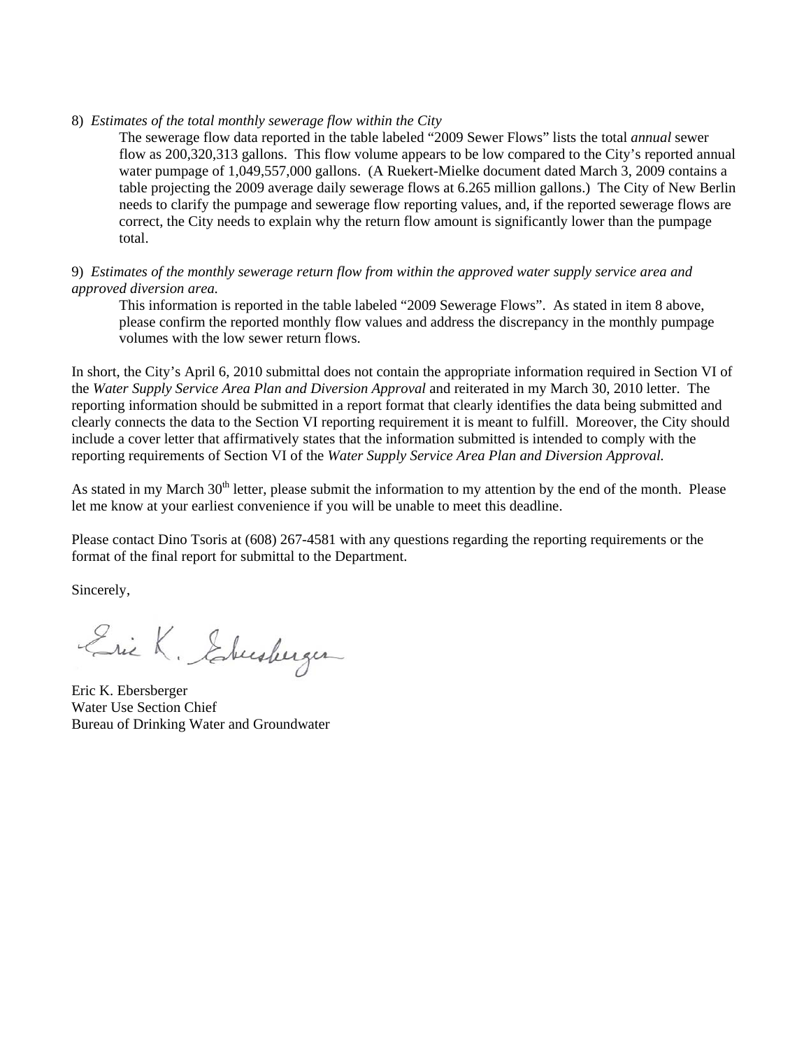8) *Estimates of the total monthly sewerage flow within the City*

The sewerage flow data reported in the table labeled "2009 Sewer Flows" lists the total *annual* sewer flow as 200,320,313 gallons. This flow volume appears to be low compared to the City's reported annual water pumpage of 1,049,557,000 gallons. (A Ruekert-Mielke document dated March 3, 2009 contains a table projecting the 2009 average daily sewerage flows at 6.265 million gallons.) The City of New Berlin needs to clarify the pumpage and sewerage flow reporting values, and, if the reported sewerage flows are correct, the City needs to explain why the return flow amount is significantly lower than the pumpage total.

9) *Estimates of the monthly sewerage return flow from within the approved water supply service area and approved diversion area.*

This information is reported in the table labeled "2009 Sewerage Flows". As stated in item 8 above, please confirm the reported monthly flow values and address the discrepancy in the monthly pumpage volumes with the low sewer return flows.

In short, the City's April 6, 2010 submittal does not contain the appropriate information required in Section VI of the *Water Supply Service Area Plan and Diversion Approval* and reiterated in my March 30, 2010 letter. The reporting information should be submitted in a report format that clearly identifies the data being submitted and clearly connects the data to the Section VI reporting requirement it is meant to fulfill. Moreover, the City should include a cover letter that affirmatively states that the information submitted is intended to comply with the reporting requirements of Section VI of the *Water Supply Service Area Plan and Diversion Approval.*

As stated in my March 30th letter, please submit the information to my attention by the end of the month. Please let me know at your earliest convenience if you will be unable to meet this deadline.

Please contact Dino Tsoris at (608) 267-4581 with any questions regarding the reporting requirements or the format of the final report for submittal to the Department.

Sincerely,

Eric K. Ebersberger

Eric K. Ebersberger
Water Use Section Chief
Bureau of Drinking Water and Groundwater